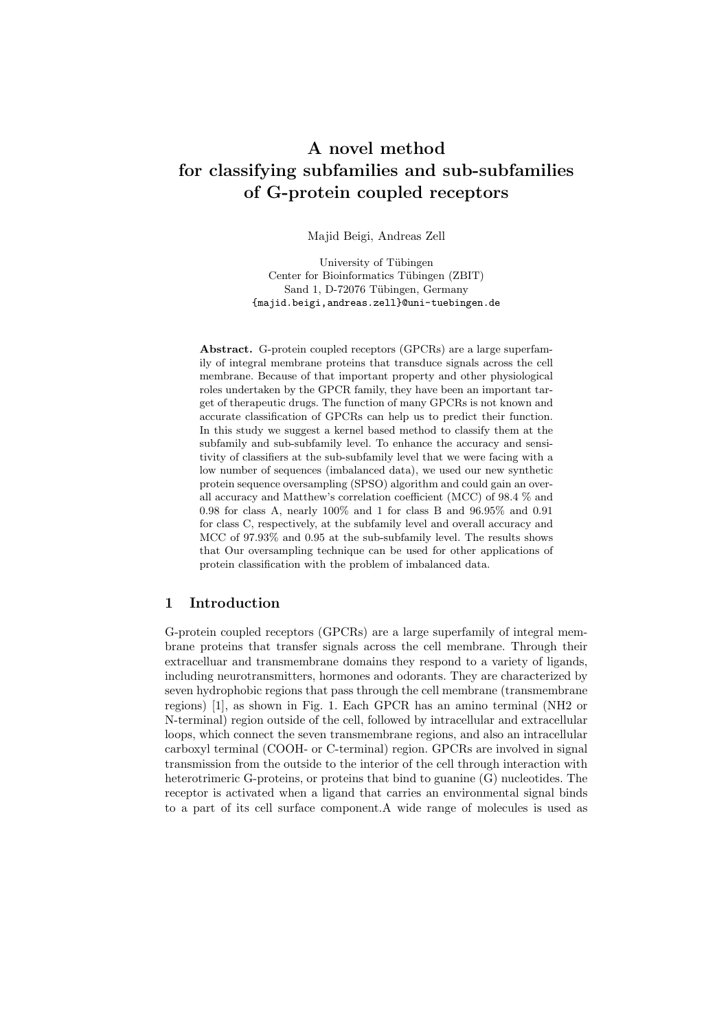# A novel method for classifying subfamilies and sub-subfamilies of G-protein coupled receptors

Majid Beigi, Andreas Zell

University of Tübingen
Center for Bioinformatics Tübingen (ZBIT)
Sand 1, D-72076 Tübingen, Germany
{majid.beigi,andreas.zell}@uni-tuebingen.de

**Abstract.** G-protein coupled receptors (GPCRs) are a large superfamily of integral membrane proteins that transduce signals across the cell membrane. Because of that important property and other physiological roles undertaken by the GPCR family, they have been an important target of therapeutic drugs. The function of many GPCRs is not known and accurate classification of GPCRs can help us to predict their function. In this study we suggest a kernel based method to classify them at the subfamily and sub-subfamily level. To enhance the accuracy and sensitivity of classifiers at the sub-subfamily level that we were facing with a low number of sequences (imbalanced data), we used our new synthetic protein sequence oversampling (SPSO) algorithm and could gain an overall accuracy and Matthew's correlation coefficient (MCC) of 98.4 % and 0.98 for class A, nearly 100% and 1 for class B and 96.95% and 0.91 for class C, respectively, at the subfamily level and overall accuracy and MCC of 97.93% and 0.95 at the sub-subfamily level. The results shows that Our oversampling technique can be used for other applications of protein classification with the problem of imbalanced data.

## 1 Introduction

G-protein coupled receptors (GPCRs) are a large superfamily of integral membrane proteins that transfer signals across the cell membrane. Through their extracelluar and transmembrane domains they respond to a variety of ligands, including neurotransmitters, hormones and odorants. They are characterized by seven hydrophobic regions that pass through the cell membrane (transmembrane regions) [1], as shown in Fig. 1. Each GPCR has an amino terminal (NH2 or N-terminal) region outside of the cell, followed by intracellular and extracellular loops, which connect the seven transmembrane regions, and also an intracellular carboxyl terminal (COOH- or C-terminal) region. GPCRs are involved in signal transmission from the outside to the interior of the cell through interaction with heterotrimeric G-proteins, or proteins that bind to guanine (G) nucleotides. The receptor is activated when a ligand that carries an environmental signal binds to a part of its cell surface component.A wide range of molecules is used as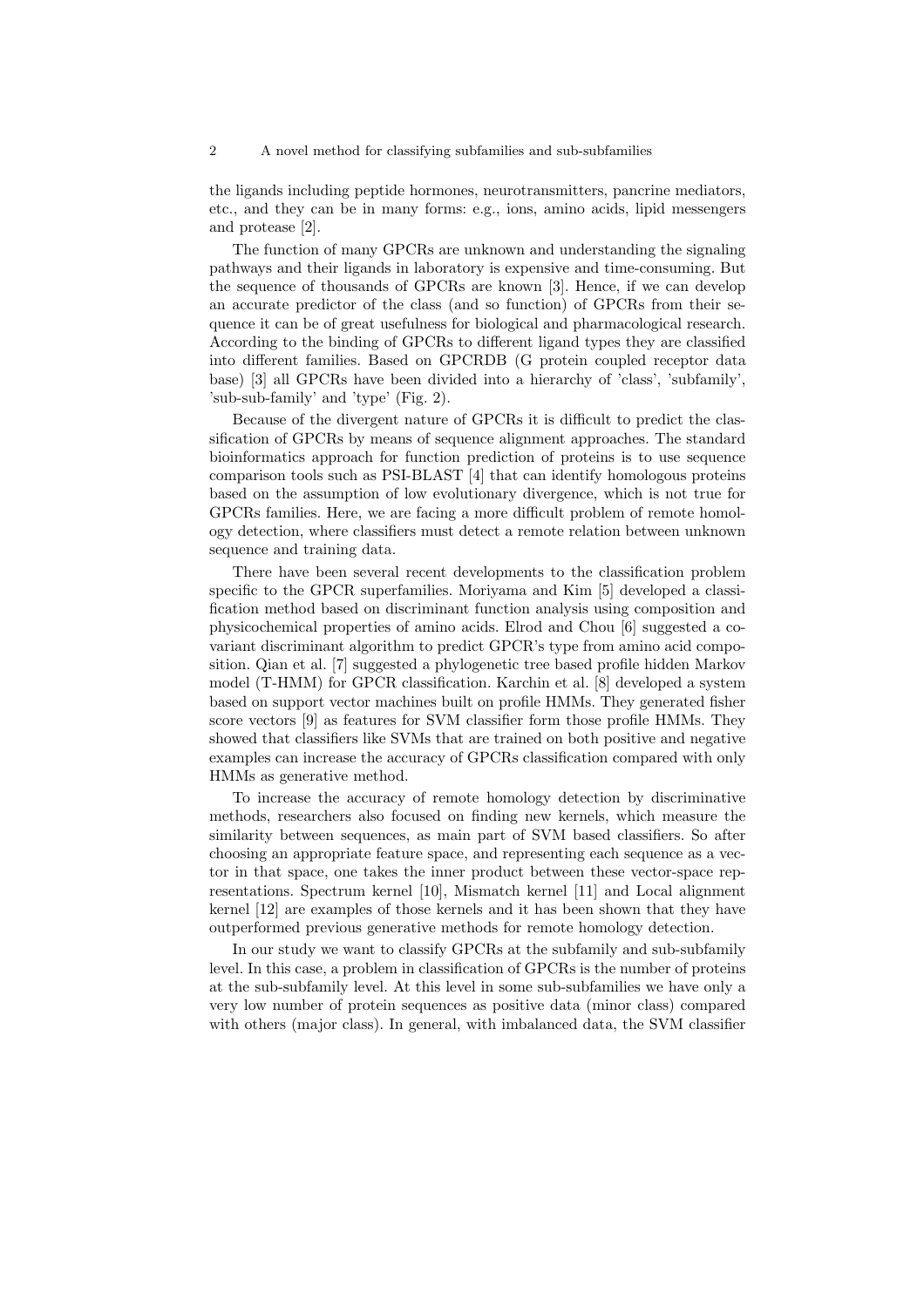the ligands including peptide hormones, neurotransmitters, pancrine mediators, etc., and they can be in many forms: e.g., ions, amino acids, lipid messengers and protease [2].

The function of many GPCRs are unknown and understanding the signaling pathways and their ligands in laboratory is expensive and time-consuming. But the sequence of thousands of GPCRs are known [3]. Hence, if we can develop an accurate predictor of the class (and so function) of GPCRs from their sequence it can be of great usefulness for biological and pharmacological research. According to the binding of GPCRs to different ligand types they are classified into different families. Based on GPCRDB (G protein coupled receptor data base) [3] all GPCRs have been divided into a hierarchy of 'class', 'subfamily', 'sub-sub-family' and 'type' (Fig. 2).

Because of the divergent nature of GPCRs it is difficult to predict the classification of GPCRs by means of sequence alignment approaches. The standard bioinformatics approach for function prediction of proteins is to use sequence comparison tools such as PSI-BLAST [4] that can identify homologous proteins based on the assumption of low evolutionary divergence, which is not true for GPCRs families. Here, we are facing a more difficult problem of remote homology detection, where classifiers must detect a remote relation between unknown sequence and training data.

There have been several recent developments to the classification problem specific to the GPCR superfamilies. Moriyama and Kim [5] developed a classification method based on discriminant function analysis using composition and physicochemical properties of amino acids. Elrod and Chou [6] suggested a covariant discriminant algorithm to predict GPCR's type from amino acid composition. Qian et al. [7] suggested a phylogenetic tree based profile hidden Markov model (T-HMM) for GPCR classification. Karchin et al. [8] developed a system based on support vector machines built on profile HMMs. They generated fisher score vectors [9] as features for SVM classifier form those profile HMMs. They showed that classifiers like SVMs that are trained on both positive and negative examples can increase the accuracy of GPCRs classification compared with only HMMs as generative method.

To increase the accuracy of remote homology detection by discriminative methods, researchers also focused on finding new kernels, which measure the similarity between sequences, as main part of SVM based classifiers. So after choosing an appropriate feature space, and representing each sequence as a vector in that space, one takes the inner product between these vector-space representations. Spectrum kernel [10], Mismatch kernel [11] and Local alignment kernel [12] are examples of those kernels and it has been shown that they have outperformed previous generative methods for remote homology detection.

In our study we want to classify GPCRs at the subfamily and sub-subfamily level. In this case, a problem in classification of GPCRs is the number of proteins at the sub-subfamily level. At this level in some sub-subfamilies we have only a very low number of protein sequences as positive data (minor class) compared with others (major class). In general, with imbalanced data, the SVM classifier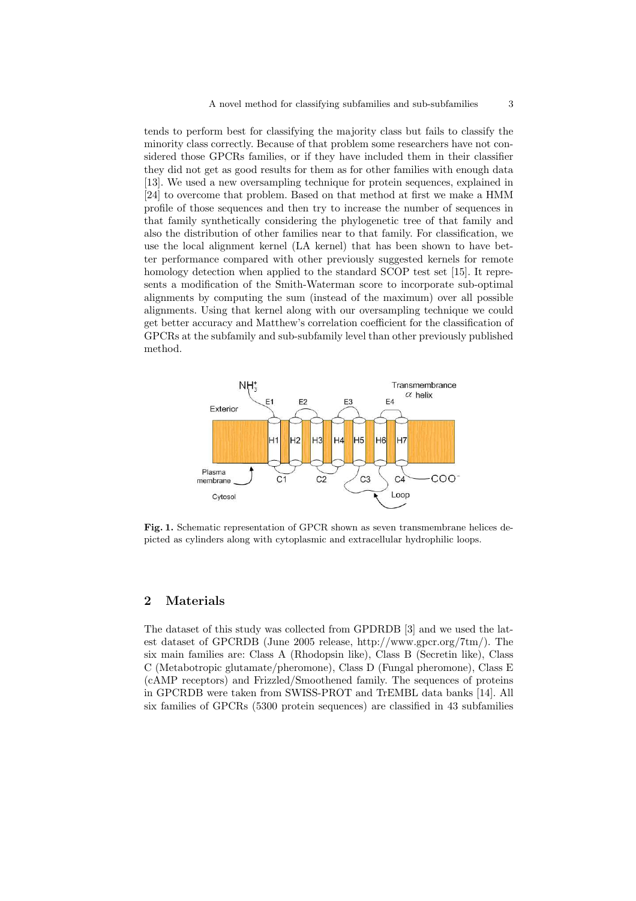tends to perform best for classifying the majority class but fails to classify the minority class correctly. Because of that problem some researchers have not considered those GPCRs families, or if they have included them in their classifier they did not get as good results for them as for other families with enough data [13]. We used a new oversampling technique for protein sequences, explained in [24] to overcome that problem. Based on that method at first we make a HMM profile of those sequences and then try to increase the number of sequences in that family synthetically considering the phylogenetic tree of that family and also the distribution of other families near to that family. For classification, we use the local alignment kernel (LA kernel) that has been shown to have better performance compared with other previously suggested kernels for remote homology detection when applied to the standard SCOP test set [15]. It represents a modification of the Smith-Waterman score to incorporate sub-optimal alignments by computing the sum (instead of the maximum) over all possible alignments. Using that kernel along with our oversampling technique we could get better accuracy and Matthew's correlation coefficient for the classification of GPCRs at the subfamily and sub-subfamily level than other previously published method.

**Fig. 1.** Schematic representation of GPCR shown as seven transmembrane helices depicted as cylinders along with cytoplasmic and extracellular hydrophilic loops.

## 2 Materials

The dataset of this study was collected from GPDRDB [3] and we used the latest dataset of GPCRDB (June 2005 release, http://www.gpcr.org/7tm/). The six main families are: Class A (Rhodopsin like), Class B (Secretin like), Class C (Metabotropic glutamate/pheromone), Class D (Fungal pheromone), Class E (cAMP receptors) and Frizzled/Smoothened family. The sequences of proteins in GPCRDB were taken from SWISS-PROT and TrEMBL data banks [14]. All six families of GPCRs (5300 protein sequences) are classified in 43 subfamilies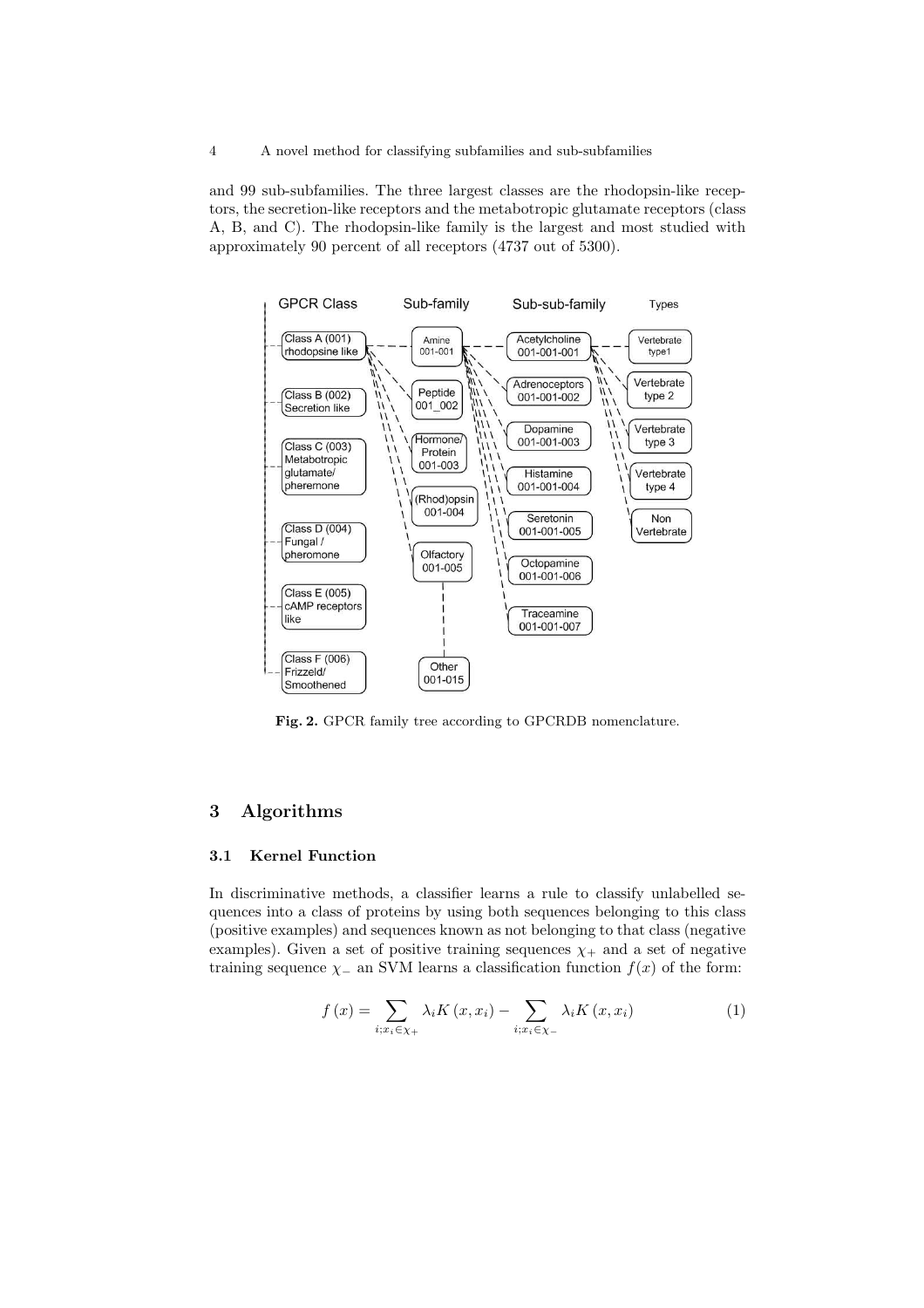and 99 sub-subfamilies. The three largest classes are the rhodopsin-like receptors, the secretion-like receptors and the metabotropic glutamate receptors (class A, B, and C). The rhodopsin-like family is the largest and most studied with approximately 90 percent of all receptors (4737 out of 5300).

**Fig. 2.** GPCR family tree according to GPCRDB nomenclature.

## 3 Algorithms

### 3.1 Kernel Function

In discriminative methods, a classifier learns a rule to classify unlabelled sequences into a class of proteins by using both sequences belonging to this class (positive examples) and sequences known as not belonging to that class (negative examples). Given a set of positive training sequences $\chi_+$ and a set of negative training sequence $\chi_-$ an SVM learns a classification function $f(x)$ of the form:

$$f(x) = \sum_{i;x_i \in \chi_+} \lambda_i K(x, x_i) - \sum_{i;x_i \in \chi_-} \lambda_i K(x, x_i) \tag{1}$$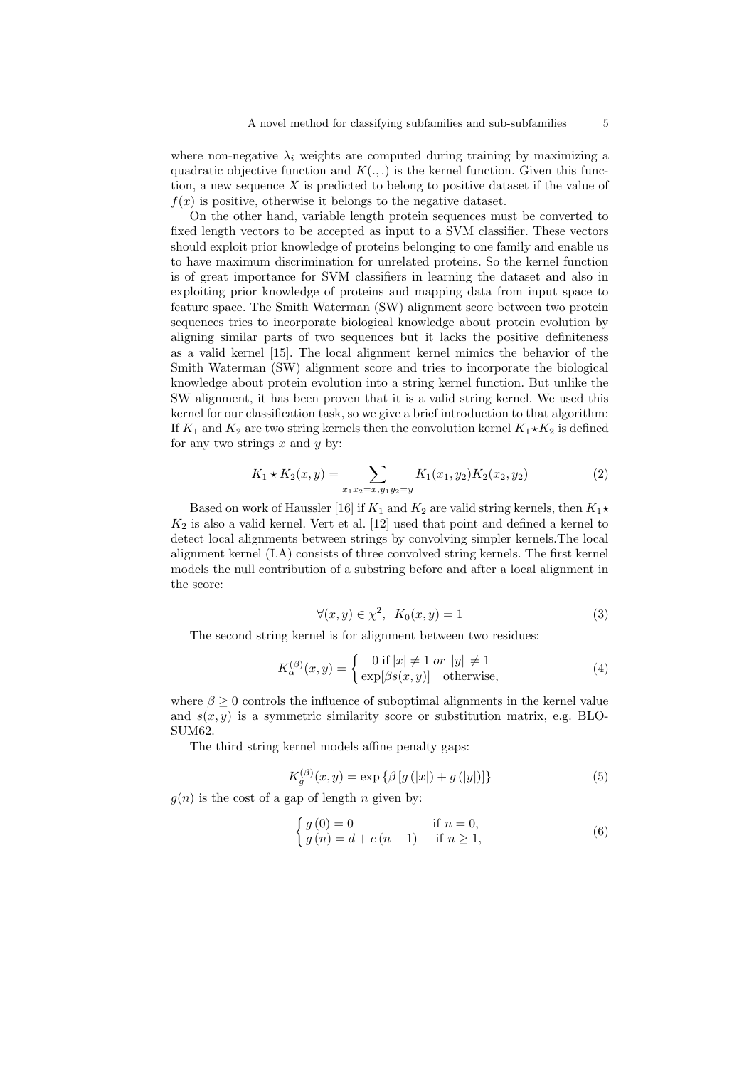where non-negative $\lambda_i$ weights are computed during training by maximizing a quadratic objective function and $K(.,.)$ is the kernel function. Given this function, a new sequence $X$ is predicted to belong to positive dataset if the value of $f(x)$ is positive, otherwise it belongs to the negative dataset.

On the other hand, variable length protein sequences must be converted to fixed length vectors to be accepted as input to a SVM classifier. These vectors should exploit prior knowledge of proteins belonging to one family and enable us to have maximum discrimination for unrelated proteins. So the kernel function is of great importance for SVM classifiers in learning the dataset and also in exploiting prior knowledge of proteins and mapping data from input space to feature space. The Smith Waterman (SW) alignment score between two protein sequences tries to incorporate biological knowledge about protein evolution by aligning similar parts of two sequences but it lacks the positive definiteness as a valid kernel [15]. The local alignment kernel mimics the behavior of the Smith Waterman (SW) alignment score and tries to incorporate the biological knowledge about protein evolution into a string kernel function. But unlike the SW alignment, it has been proven that it is a valid string kernel. We used this kernel for our classification task, so we give a brief introduction to that algorithm: If $K_1$ and $K_2$ are two string kernels then the convolution kernel $K_1 \star K_2$ is defined for any two strings $x$ and $y$ by:

$$K_1 \star K_2(x, y) = \sum_{x_1 x_2 = x, y_1 y_2 = y} K_1(x_1, y_2) K_2(x_2, y_2) \tag{2}$$

Based on work of Haussler [16] if $K_1$ and $K_2$ are valid string kernels, then $K_1 \star K_2$ is also a valid kernel. Vert et al. [12] used that point and defined a kernel to detect local alignments between strings by convolving simpler kernels.The local alignment kernel (LA) consists of three convolved string kernels. The first kernel models the null contribution of a substring before and after a local alignment in the score:

$$\forall (x, y) \in \chi^2, \;\; K_0(x, y) = 1 \tag{3}$$

The second string kernel is for alignment between two residues:

$$K_\alpha^{(\beta)}(x, y) = \begin{cases} 0 \text{ if } |x| \neq 1 \text{ } or \text{ } |y| \neq 1 \\ \exp[\beta s(x, y)] \quad \text{otherwise,} \end{cases} \tag{4}$$

where $\beta \geq 0$ controls the influence of suboptimal alignments in the kernel value and $s(x, y)$ is a symmetric similarity score or substitution matrix, e.g. BLOSUM62.

The third string kernel models affine penalty gaps:

$$K_g^{(\beta)}(x, y) = \exp \left\{ \beta \left[ g\left(|x|\right) + g\left(|y|\right) \right] \right\} \tag{5}$$

$g(n)$ is the cost of a gap of length $n$ given by:

$$\begin{cases} g\left(0\right) = 0 & \text{if } n = 0, \\ g\left(n\right) = d + e\left(n - 1\right) & \text{if } n \geq 1, \end{cases} \tag{6}$$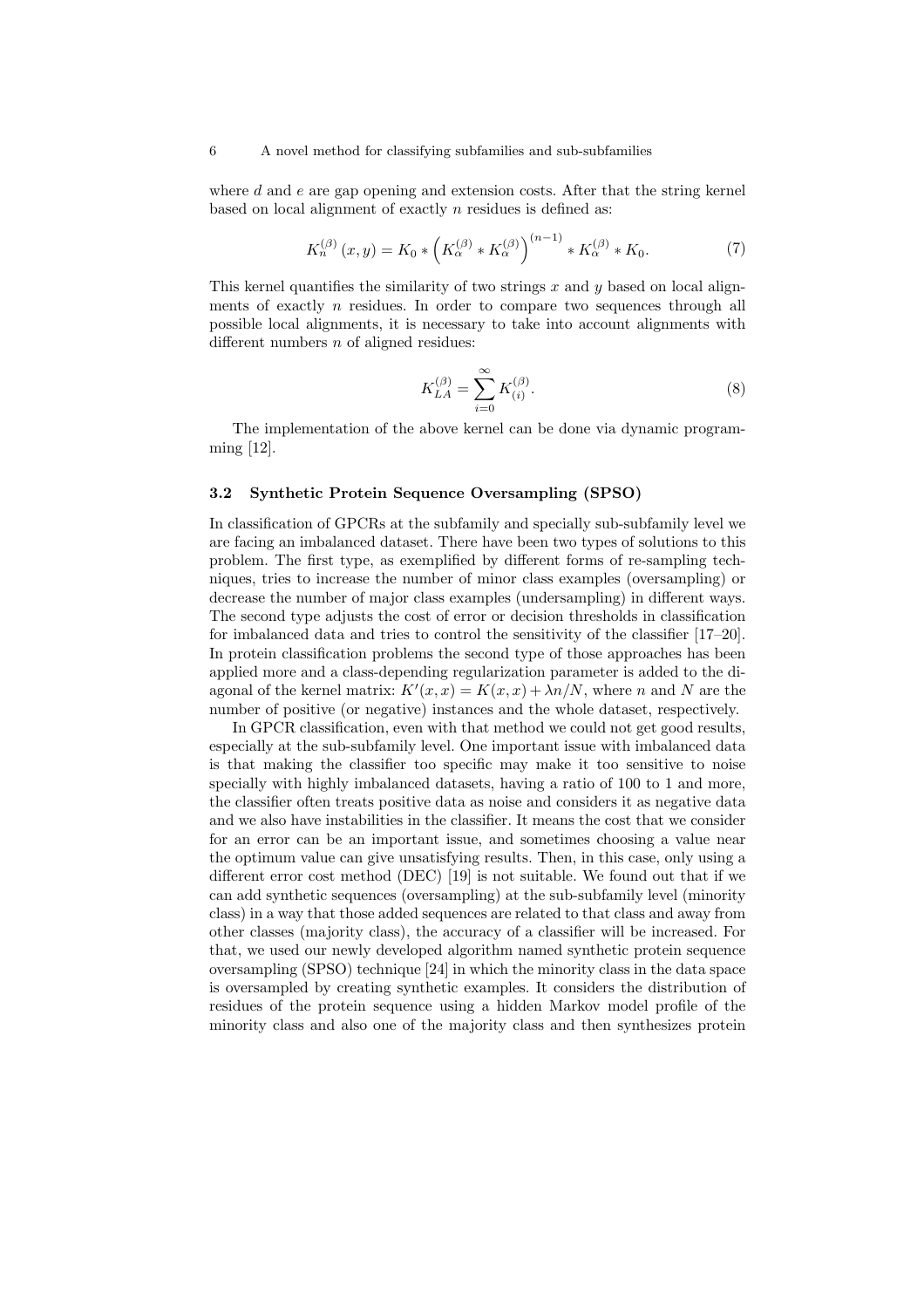where $d$ and $e$ are gap opening and extension costs. After that the string kernel based on local alignment of exactly $n$ residues is defined as:

$$K_n^{(\beta)}(x, y) = K_0 * \left(K_\alpha^{(\beta)} * K_\alpha^{(\beta)}\right)^{(n-1)} * K_\alpha^{(\beta)} * K_0. \tag{7}$$

This kernel quantifies the similarity of two strings $x$ and $y$ based on local alignments of exactly $n$ residues. In order to compare two sequences through all possible local alignments, it is necessary to take into account alignments with different numbers $n$ of aligned residues:

$$K_{LA}^{(\beta)} = \sum_{i=0}^{\infty} K_{(i)}^{(\beta)}. \tag{8}$$

The implementation of the above kernel can be done via dynamic programming [12].

### 3.2 Synthetic Protein Sequence Oversampling (SPSO)

In classification of GPCRs at the subfamily and specially sub-subfamily level we are facing an imbalanced dataset. There have been two types of solutions to this problem. The first type, as exemplified by different forms of re-sampling techniques, tries to increase the number of minor class examples (oversampling) or decrease the number of major class examples (undersampling) in different ways. The second type adjusts the cost of error or decision thresholds in classification for imbalanced data and tries to control the sensitivity of the classifier [17–20]. In protein classification problems the second type of those approaches has been applied more and a class-depending regularization parameter is added to the diagonal of the kernel matrix: $K'(x, x) = K(x, x) + \lambda n/N$, where $n$ and $N$ are the number of positive (or negative) instances and the whole dataset, respectively.

In GPCR classification, even with that method we could not get good results, especially at the sub-subfamily level. One important issue with imbalanced data is that making the classifier too specific may make it too sensitive to noise specially with highly imbalanced datasets, having a ratio of 100 to 1 and more, the classifier often treats positive data as noise and considers it as negative data and we also have instabilities in the classifier. It means the cost that we consider for an error can be an important issue, and sometimes choosing a value near the optimum value can give unsatisfying results. Then, in this case, only using a different error cost method (DEC) [19] is not suitable. We found out that if we can add synthetic sequences (oversampling) at the sub-subfamily level (minority class) in a way that those added sequences are related to that class and away from other classes (majority class), the accuracy of a classifier will be increased. For that, we used our newly developed algorithm named synthetic protein sequence oversampling (SPSO) technique [24] in which the minority class in the data space is oversampled by creating synthetic examples. It considers the distribution of residues of the protein sequence using a hidden Markov model profile of the minority class and also one of the majority class and then synthesizes protein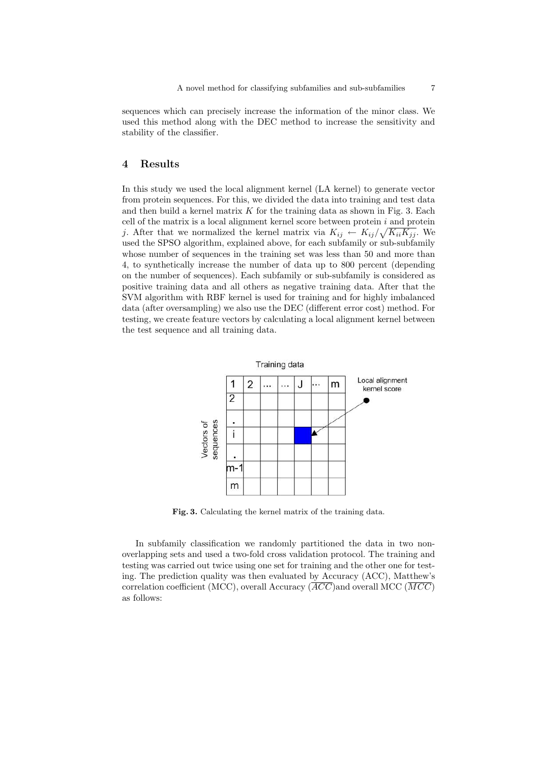sequences which can precisely increase the information of the minor class. We used this method along with the DEC method to increase the sensitivity and stability of the classifier.

## 4 Results

In this study we used the local alignment kernel (LA kernel) to generate vector from protein sequences. For this, we divided the data into training and test data and then build a kernel matrix $K$ for the training data as shown in Fig. 3. Each cell of the matrix is a local alignment kernel score between protein $i$ and protein $j$. After that we normalized the kernel matrix via $K_{ij} \leftarrow K_{ij}/\sqrt{K_{ii}K_{jj}}$. We used the SPSO algorithm, explained above, for each subfamily or sub-subfamily whose number of sequences in the training set was less than 50 and more than 4, to synthetically increase the number of data up to 800 percent (depending on the number of sequences). Each subfamily or sub-subfamily is considered as positive training data and all others as negative training data. After that the SVM algorithm with RBF kernel is used for training and for highly imbalanced data (after oversampling) we also use the DEC (different error cost) method. For testing, we create feature vectors by calculating a local alignment kernel between the test sequence and all training data.

**Fig. 3.** Calculating the kernel matrix of the training data.

In subfamily classification we randomly partitioned the data in two non-overlapping sets and used a two-fold cross validation protocol. The training and testing was carried out twice using one set for training and the other one for testing. The prediction quality was then evaluated by Accuracy (ACC), Matthew's correlation coefficient (MCC), overall Accuracy ($\overline{ACC}$)and overall MCC ($\overline{MCC}$) as follows: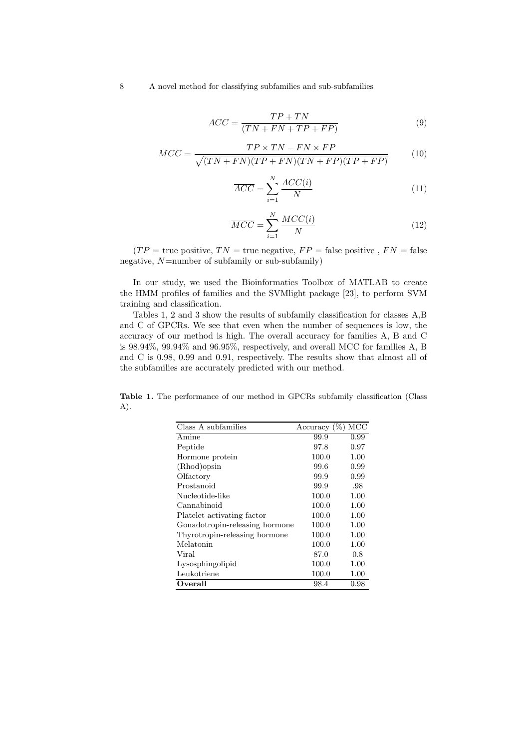$$ACC = \frac{TP + TN}{(TN + FN + TP + FP)} \tag{9}$$

$$MCC = \frac{TP \times TN - FN \times FP}{\sqrt{(TN + FN)(TP + FN)(TN + FP)(TP + FP)}} \tag{10}$$

$$\overline{ACC} = \sum_{i=1}^{N} \frac{ACC(i)}{N} \tag{11}$$

$$\overline{MCC} = \sum_{i=1}^{N} \frac{MCC(i)}{N} \tag{12}$$

($TP$ = true positive, $TN$ = true negative, $FP$ = false positive , $FN$ = false negative, $N$=number of subfamily or sub-subfamily)

In our study, we used the Bioinformatics Toolbox of MATLAB to create the HMM profiles of families and the SVMlight package [23], to perform SVM training and classification.

Tables 1, 2 and 3 show the results of subfamily classification for classes A,B and C of GPCRs. We see that even when the number of sequences is low, the accuracy of our method is high. The overall accuracy for families A, B and C is 98.94%, 99.94% and 96.95%, respectively, and overall MCC for families A, B and C is 0.98, 0.99 and 0.91, respectively. The results show that almost all of the subfamilies are accurately predicted with our method.

**Table 1.** The performance of our method in GPCRs subfamily classification (Class A).

| Class A subfamilies | Accuracy (%) | MCC |
|---|---|---|
| Amine | 99.9 | 0.99 |
| Peptide | 97.8 | 0.97 |
| Hormone protein | 100.0 | 1.00 |
| (Rhod)opsin | 99.6 | 0.99 |
| Olfactory | 99.9 | 0.99 |
| Prostanoid | 99.9 | .98 |
| Nucleotide-like | 100.0 | 1.00 |
| Cannabinoid | 100.0 | 1.00 |
| Platelet activating factor | 100.0 | 1.00 |
| Gonadotropin-releasing hormone | 100.0 | 1.00 |
| Thyrotropin-releasing hormone | 100.0 | 1.00 |
| Melatonin | 100.0 | 1.00 |
| Viral | 87.0 | 0.8 |
| Lysosphingolipid | 100.0 | 1.00 |
| Leukotriene | 100.0 | 1.00 |
| **Overall** | 98.4 | 0.98 |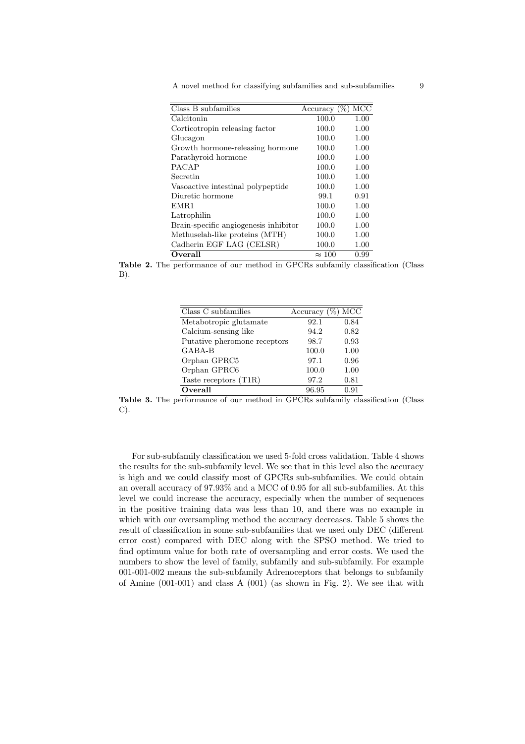| Class B subfamilies | Accuracy (%) | MCC |
|---|---|---|
| Calcitonin | 100.0 | 1.00 |
| Corticotropin releasing factor | 100.0 | 1.00 |
| Glucagon | 100.0 | 1.00 |
| Growth hormone-releasing hormone | 100.0 | 1.00 |
| Parathyroid hormone | 100.0 | 1.00 |
| PACAP | 100.0 | 1.00 |
| Secretin | 100.0 | 1.00 |
| Vasoactive intestinal polypeptide | 100.0 | 1.00 |
| Diuretic hormone | 99.1 | 0.91 |
| EMR1 | 100.0 | 1.00 |
| Latrophilin | 100.0 | 1.00 |
| Brain-specific angiogenesis inhibitor | 100.0 | 1.00 |
| Methuselah-like proteins (MTH) | 100.0 | 1.00 |
| Cadherin EGF LAG (CELSR) | 100.0 | 1.00 |
| **Overall** | $\approx 100$ | 0.99 |

**Table 2.** The performance of our method in GPCRs subfamily classification (Class B).

| Class C subfamilies | Accuracy (%) | MCC |
|---|---|---|
| Metabotropic glutamate | 92.1 | 0.84 |
| Calcium-sensing like | 94.2 | 0.82 |
| Putative pheromone receptors | 98.7 | 0.93 |
| GABA-B | 100.0 | 1.00 |
| Orphan GPRC5 | 97.1 | 0.96 |
| Orphan GPRC6 | 100.0 | 1.00 |
| Taste receptors (T1R) | 97.2 | 0.81 |
| **Overall** | 96.95 | 0.91 |

**Table 3.** The performance of our method in GPCRs subfamily classification (Class C).

For sub-subfamily classification we used 5-fold cross validation. Table 4 shows the results for the sub-subfamily level. We see that in this level also the accuracy is high and we could classify most of GPCRs sub-subfamilies. We could obtain an overall accuracy of 97.93% and a MCC of 0.95 for all sub-subfamilies. At this level we could increase the accuracy, especially when the number of sequences in the positive training data was less than 10, and there was no example in which with our oversampling method the accuracy decreases. Table 5 shows the result of classification in some sub-subfamilies that we used only DEC (different error cost) compared with DEC along with the SPSO method. We tried to find optimum value for both rate of oversampling and error costs. We used the numbers to show the level of family, subfamily and sub-subfamily. For example 001-001-002 means the sub-subfamily Adrenoceptors that belongs to subfamily of Amine (001-001) and class A (001) (as shown in Fig. 2). We see that with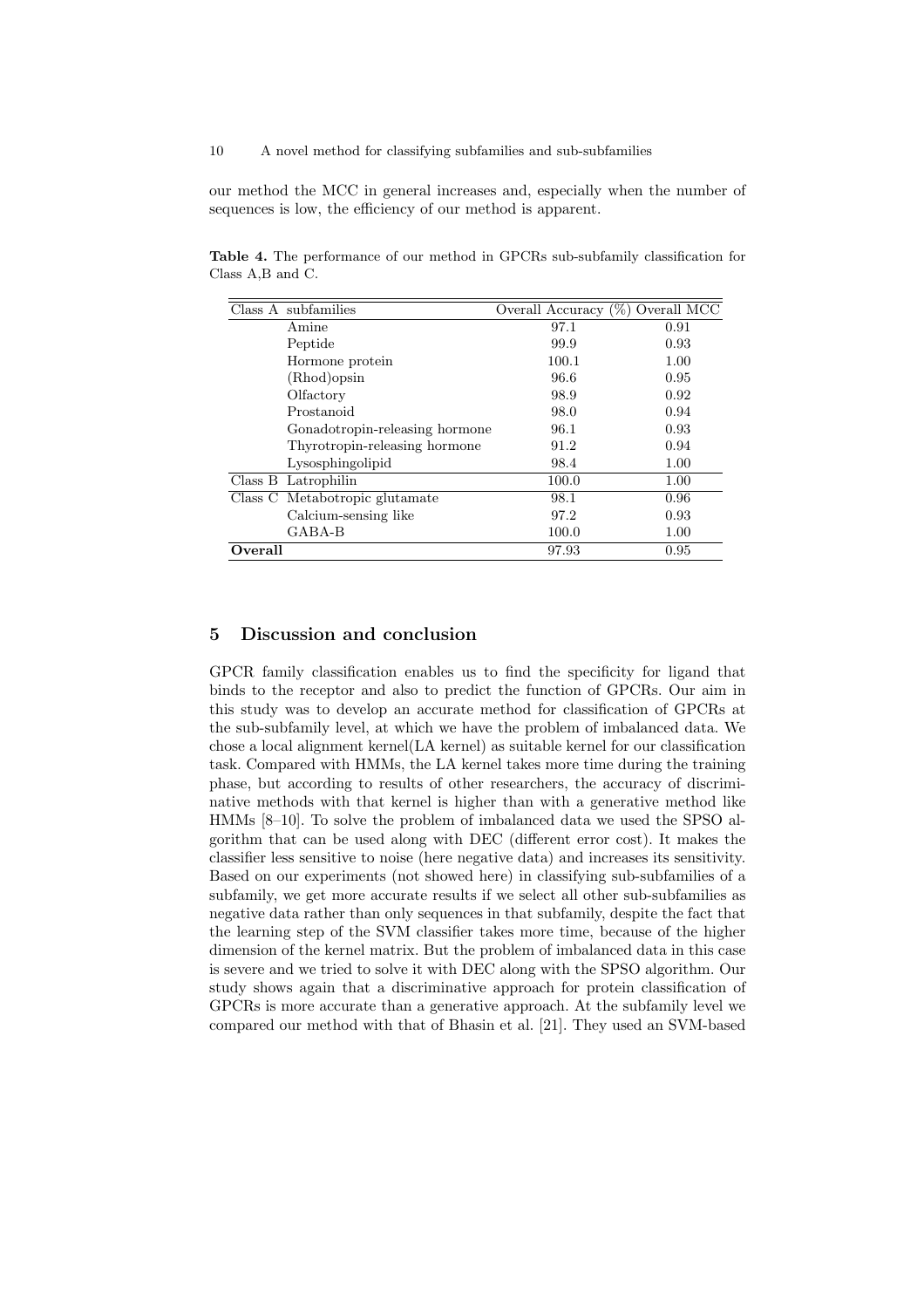our method the MCC in general increases and, especially when the number of sequences is low, the efficiency of our method is apparent.

**Table 4.** The performance of our method in GPCRs sub-subfamily classification for Class A,B and C.

| Class A | subfamilies | Overall Accuracy (%) | Overall MCC |
|---|---|---|---|
| | Amine | 97.1 | 0.91 |
| | Peptide | 99.9 | 0.93 |
| | Hormone protein | 100.1 | 1.00 |
| | (Rhod)opsin | 96.6 | 0.95 |
| | Olfactory | 98.9 | 0.92 |
| | Prostanoid | 98.0 | 0.94 |
| | Gonadotropin-releasing hormone | 96.1 | 0.93 |
| | Thyrotropin-releasing hormone | 91.2 | 0.94 |
| | Lysosphingolipid | 98.4 | 1.00 |
| Class B | Latrophilin | 100.0 | 1.00 |
| Class C | Metabotropic glutamate | 98.1 | 0.96 |
| | Calcium-sensing like | 97.2 | 0.93 |
| | GABA-B | 100.0 | 1.00 |
| **Overall** | | 97.93 | 0.95 |

## 5 Discussion and conclusion

GPCR family classification enables us to find the specificity for ligand that binds to the receptor and also to predict the function of GPCRs. Our aim in this study was to develop an accurate method for classification of GPCRs at the sub-subfamily level, at which we have the problem of imbalanced data. We chose a local alignment kernel(LA kernel) as suitable kernel for our classification task. Compared with HMMs, the LA kernel takes more time during the training phase, but according to results of other researchers, the accuracy of discriminative methods with that kernel is higher than with a generative method like HMMs [8–10]. To solve the problem of imbalanced data we used the SPSO algorithm that can be used along with DEC (different error cost). It makes the classifier less sensitive to noise (here negative data) and increases its sensitivity. Based on our experiments (not showed here) in classifying sub-subfamilies of a subfamily, we get more accurate results if we select all other sub-subfamilies as negative data rather than only sequences in that subfamily, despite the fact that the learning step of the SVM classifier takes more time, because of the higher dimension of the kernel matrix. But the problem of imbalanced data in this case is severe and we tried to solve it with DEC along with the SPSO algorithm. Our study shows again that a discriminative approach for protein classification of GPCRs is more accurate than a generative approach. At the subfamily level we compared our method with that of Bhasin et al. [21]. They used an SVM-based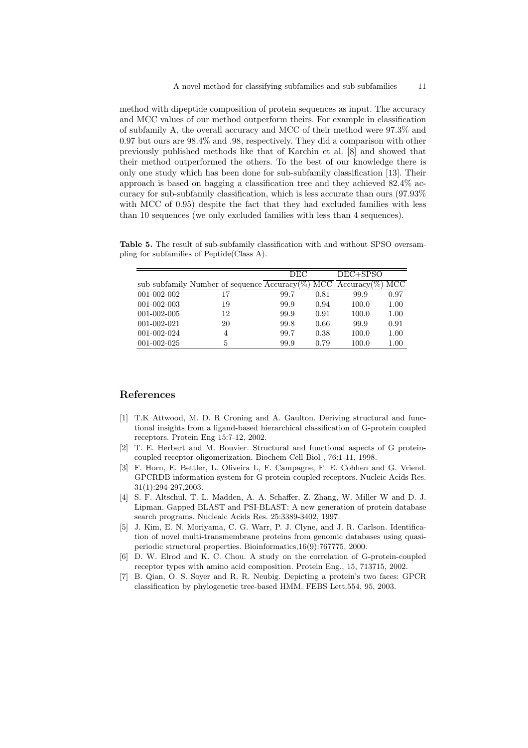method with dipeptide composition of protein sequences as input. The accuracy and MCC values of our method outperform theirs. For example in classification of subfamily A, the overall accuracy and MCC of their method were 97.3% and 0.97 but ours are 98.4% and .98, respectively. They did a comparison with other previously published methods like that of Karchin et al. [8] and showed that their method outperformed the others. To the best of our knowledge there is only one study which has been done for sub-subfamily classification [13]. Their approach is based on bagging a classification tree and they achieved 82.4% accuracy for sub-subfamily classification, which is less accurate than ours (97.93% with MCC of 0.95) despite the fact that they had excluded families with less than 10 sequences (we only excluded families with less than 4 sequences).

**Table 5.** The result of sub-subfamily classification with and without SPSO oversampling for subfamilies of Peptide(Class A).

| | | DEC | | DEC+SPSO | |
|---|---|---|---|---|---|
| sub-subfamily | Number of sequence | Accuracy(%) | MCC | Accuracy(%) | MCC |
| 001-002-002 | 17 | 99.7 | 0.81 | 99.9 | 0.97 |
| 001-002-003 | 19 | 99.9 | 0.94 | 100.0 | 1.00 |
| 001-002-005 | 12 | 99.9 | 0.91 | 100.0 | 1.00 |
| 001-002-021 | 20 | 99.8 | 0.66 | 99.9 | 0.91 |
| 001-002-024 | 4 | 99.7 | 0.38 | 100.0 | 1.00 |
| 001-002-025 | 5 | 99.9 | 0.79 | 100.0 | 1.00 |

## References

[1] T.K Attwood, M. D. R Croning and A. Gaulton. Deriving structural and functional insights from a ligand-based hierarchical classification of G-protein coupled receptors. Protein Eng 15:7-12, 2002.

[2] T. E. Herbert and M. Bouvier. Structural and functional aspects of G protein-coupled receptor oligomerization. Biochem Cell Biol , 76:1-11, 1998.

[3] F. Horn, E. Bettler, L. Oliveira L, F. Campagne, F. E. Cohhen and G. Vriend. GPCRDB information system for G protein-coupled receptors. Nucleic Acids Res. 31(1):294-297,2003.

[4] S. F. Altschul, T. L. Madden, A. A. Schaffer, Z. Zhang, W. Miller W and D. J. Lipman. Gapped BLAST and PSI-BLAST: A new generation of protein database search programs. Nucleaic Acids Res. 25:3389-3402, 1997.

[5] J. Kim, E. N. Moriyama, C. G. Warr, P. J. Clyne, and J. R. Carlson. Identification of novel multi-transmembrane proteins from genomic databases using quasi-periodic structural properties. Bioinformatics,16(9):767775, 2000.

[6] D. W. Elrod and K. C. Chou. A study on the correlation of G-protein-coupled receptor types with amino acid composition. Protein Eng., 15, 713715, 2002.

[7] B. Qian, O. S. Soyer and R. R. Neubig. Depicting a protein's two faces: GPCR classification by phylogenetic tree-based HMM. FEBS Lett.554, 95, 2003.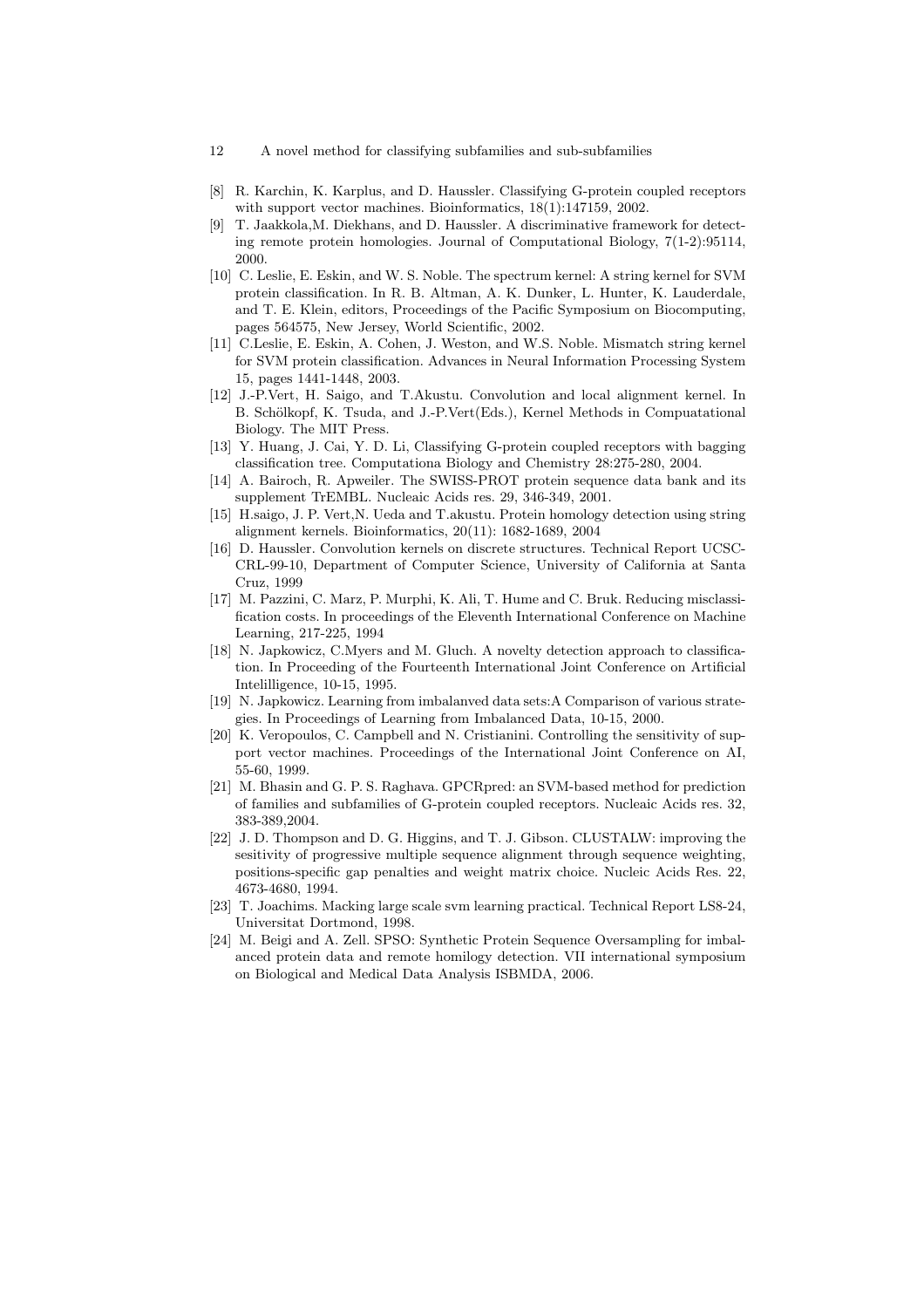[8] R. Karchin, K. Karplus, and D. Haussler. Classifying G-protein coupled receptors with support vector machines. Bioinformatics, 18(1):147159, 2002.

[9] T. Jaakkola,M. Diekhans, and D. Haussler. A discriminative framework for detecting remote protein homologies. Journal of Computational Biology, 7(1-2):95114, 2000.

[10] C. Leslie, E. Eskin, and W. S. Noble. The spectrum kernel: A string kernel for SVM protein classification. In R. B. Altman, A. K. Dunker, L. Hunter, K. Lauderdale, and T. E. Klein, editors, Proceedings of the Pacific Symposium on Biocomputing, pages 564575, New Jersey, World Scientific, 2002.

[11] C.Leslie, E. Eskin, A. Cohen, J. Weston, and W.S. Noble. Mismatch string kernel for SVM protein classification. Advances in Neural Information Processing System 15, pages 1441-1448, 2003.

[12] J.-P.Vert, H. Saigo, and T.Akustu. Convolution and local alignment kernel. In B. Schölkopf, K. Tsuda, and J.-P.Vert(Eds.), Kernel Methods in Compuatational Biology. The MIT Press.

[13] Y. Huang, J. Cai, Y. D. Li, Classifying G-protein coupled receptors with bagging classification tree. Computationa Biology and Chemistry 28:275-280, 2004.

[14] A. Bairoch, R. Apweiler. The SWISS-PROT protein sequence data bank and its supplement TrEMBL. Nucleaic Acids res. 29, 346-349, 2001.

[15] H.saigo, J. P. Vert,N. Ueda and T.akustu. Protein homology detection using string alignment kernels. Bioinformatics, 20(11): 1682-1689, 2004

[16] D. Haussler. Convolution kernels on discrete structures. Technical Report UCSC-CRL-99-10, Department of Computer Science, University of California at Santa Cruz, 1999

[17] M. Pazzini, C. Marz, P. Murphi, K. Ali, T. Hume and C. Bruk. Reducing misclassification costs. In proceedings of the Eleventh International Conference on Machine Learning, 217-225, 1994

[18] N. Japkowicz, C.Myers and M. Gluch. A novelty detection approach to classification. In Proceeding of the Fourteenth International Joint Conference on Artificial Intelilligence, 10-15, 1995.

[19] N. Japkowicz. Learning from imbalanved data sets:A Comparison of various strategies. In Proceedings of Learning from Imbalanced Data, 10-15, 2000.

[20] K. Veropoulos, C. Campbell and N. Cristianini. Controlling the sensitivity of support vector machines. Proceedings of the International Joint Conference on AI, 55-60, 1999.

[21] M. Bhasin and G. P. S. Raghava. GPCRpred: an SVM-based method for prediction of families and subfamilies of G-protein coupled receptors. Nucleaic Acids res. 32, 383-389,2004.

[22] J. D. Thompson and D. G. Higgins, and T. J. Gibson. CLUSTALW: improving the sesitivity of progressive multiple sequence alignment through sequence weighting, positions-specific gap penalties and weight matrix choice. Nucleic Acids Res. 22, 4673-4680, 1994.

[23] T. Joachims. Macking large scale svm learning practical. Technical Report LS8-24, Universitat Dortmond, 1998.

[24] M. Beigi and A. Zell. SPSO: Synthetic Protein Sequence Oversampling for imbalanced protein data and remote homilogy detection. VII international symposium on Biological and Medical Data Analysis ISBMDA, 2006.